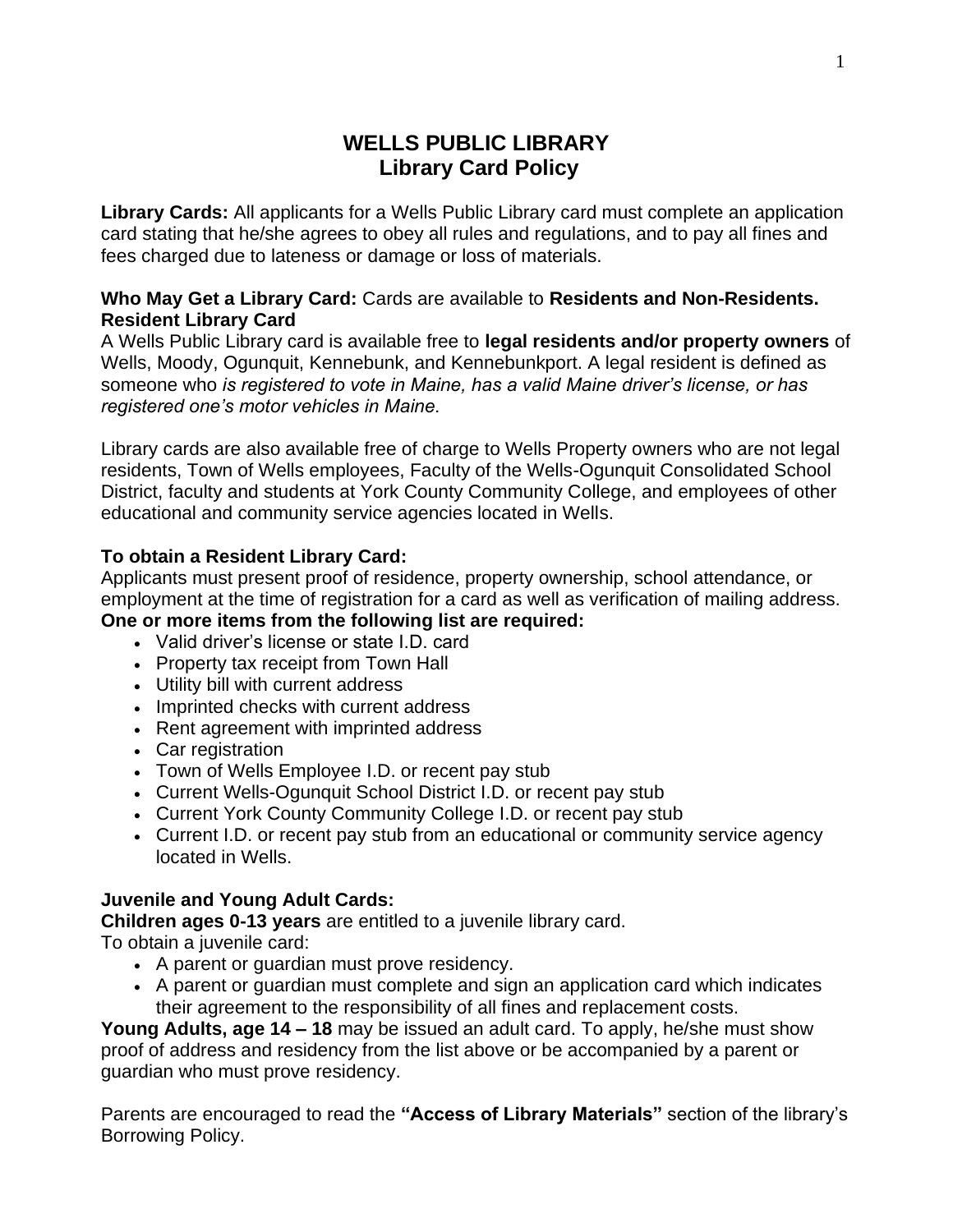# WELLS PUBLIC LIBRARY
## Library Card Policy

**Library Cards:** All applicants for a Wells Public Library card must complete an application card stating that he/she agrees to obey all rules and regulations, and to pay all fines and fees charged due to lateness or damage or loss of materials.

**Who May Get a Library Card:** Cards are available to **Residents and Non-Residents.**
**Resident Library Card**
A Wells Public Library card is available free to **legal residents and/or property owners** of Wells, Moody, Ogunquit, Kennebunk, and Kennebunkport. A legal resident is defined as someone who *is registered to vote in Maine, has a valid Maine driver's license, or has registered one's motor vehicles in Maine.*

Library cards are also available free of charge to Wells Property owners who are not legal residents, Town of Wells employees, Faculty of the Wells-Ogunquit Consolidated School District, faculty and students at York County Community College, and employees of other educational and community service agencies located in Wells.

**To obtain a Resident Library Card:**
Applicants must present proof of residence, property ownership, school attendance, or employment at the time of registration for a card as well as verification of mailing address.
**One or more items from the following list are required:**

- Valid driver's license or state I.D. card
- Property tax receipt from Town Hall
- Utility bill with current address
- Imprinted checks with current address
- Rent agreement with imprinted address
- Car registration
- Town of Wells Employee I.D. or recent pay stub
- Current Wells-Ogunquit School District I.D. or recent pay stub
- Current York County Community College I.D. or recent pay stub
- Current I.D. or recent pay stub from an educational or community service agency located in Wells.

**Juvenile and Young Adult Cards:**
**Children ages 0-13 years** are entitled to a juvenile library card.
To obtain a juvenile card:

- A parent or guardian must prove residency.
- A parent or guardian must complete and sign an application card which indicates their agreement to the responsibility of all fines and replacement costs.

**Young Adults, age 14 – 18** may be issued an adult card. To apply, he/she must show proof of address and residency from the list above or be accompanied by a parent or guardian who must prove residency.

Parents are encouraged to read the **"Access of Library Materials"** section of the library's Borrowing Policy.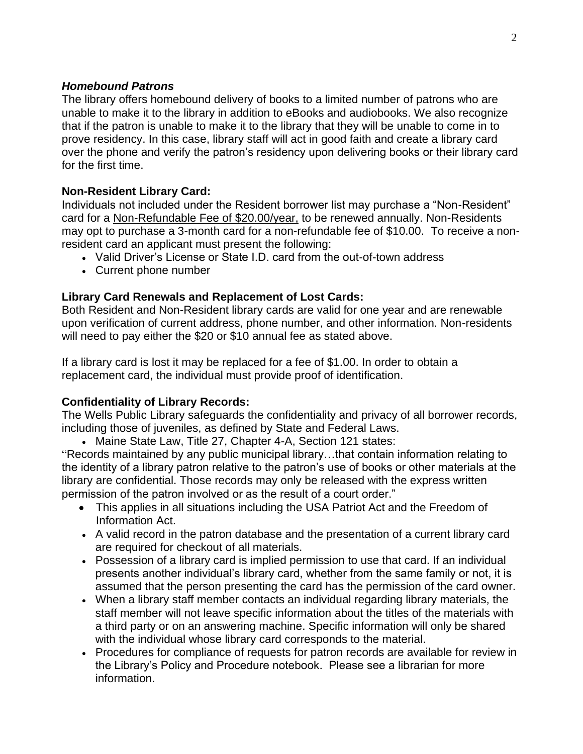### *Homebound Patrons*

The library offers homebound delivery of books to a limited number of patrons who are unable to make it to the library in addition to eBooks and audiobooks. We also recognize that if the patron is unable to make it to the library that they will be unable to come in to prove residency. In this case, library staff will act in good faith and create a library card over the phone and verify the patron's residency upon delivering books or their library card for the first time.

### Non-Resident Library Card:

Individuals not included under the Resident borrower list may purchase a "Non-Resident" card for a <u>Non-Refundable Fee of $20.00/year,</u> to be renewed annually. Non-Residents may opt to purchase a 3-month card for a non-refundable fee of $10.00. To receive a non-resident card an applicant must present the following:

- Valid Driver's License or State I.D. card from the out-of-town address
- Current phone number

### Library Card Renewals and Replacement of Lost Cards:

Both Resident and Non-Resident library cards are valid for one year and are renewable upon verification of current address, phone number, and other information. Non-residents will need to pay either the $20 or $10 annual fee as stated above.

If a library card is lost it may be replaced for a fee of $1.00. In order to obtain a replacement card, the individual must provide proof of identification.

### Confidentiality of Library Records:

The Wells Public Library safeguards the confidentiality and privacy of all borrower records, including those of juveniles, as defined by State and Federal Laws.

- Maine State Law, Title 27, Chapter 4-A, Section 121 states:

"Records maintained by any public municipal library…that contain information relating to the identity of a library patron relative to the patron's use of books or other materials at the library are confidential. Those records may only be released with the express written permission of the patron involved or as the result of a court order."

- This applies in all situations including the USA Patriot Act and the Freedom of Information Act.
- A valid record in the patron database and the presentation of a current library card are required for checkout of all materials.
- Possession of a library card is implied permission to use that card. If an individual presents another individual's library card, whether from the same family or not, it is assumed that the person presenting the card has the permission of the card owner.
- When a library staff member contacts an individual regarding library materials, the staff member will not leave specific information about the titles of the materials with a third party or on an answering machine. Specific information will only be shared with the individual whose library card corresponds to the material.
- Procedures for compliance of requests for patron records are available for review in the Library's Policy and Procedure notebook. Please see a librarian for more information.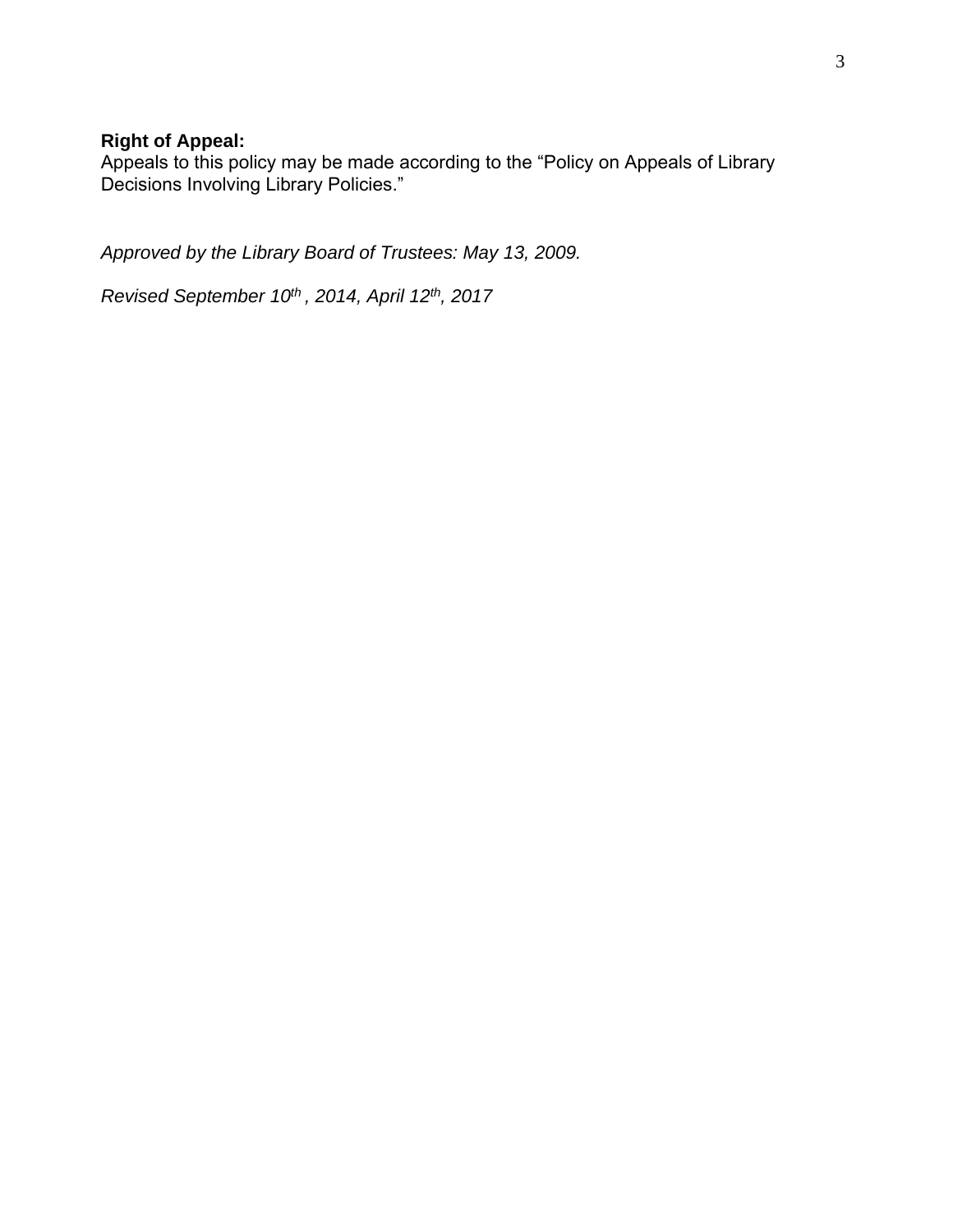**Right of Appeal:**
Appeals to this policy may be made according to the "Policy on Appeals of Library Decisions Involving Library Policies."

*Approved by the Library Board of Trustees: May 13, 2009.*

*Revised September 10th , 2014, April 12th, 2017*